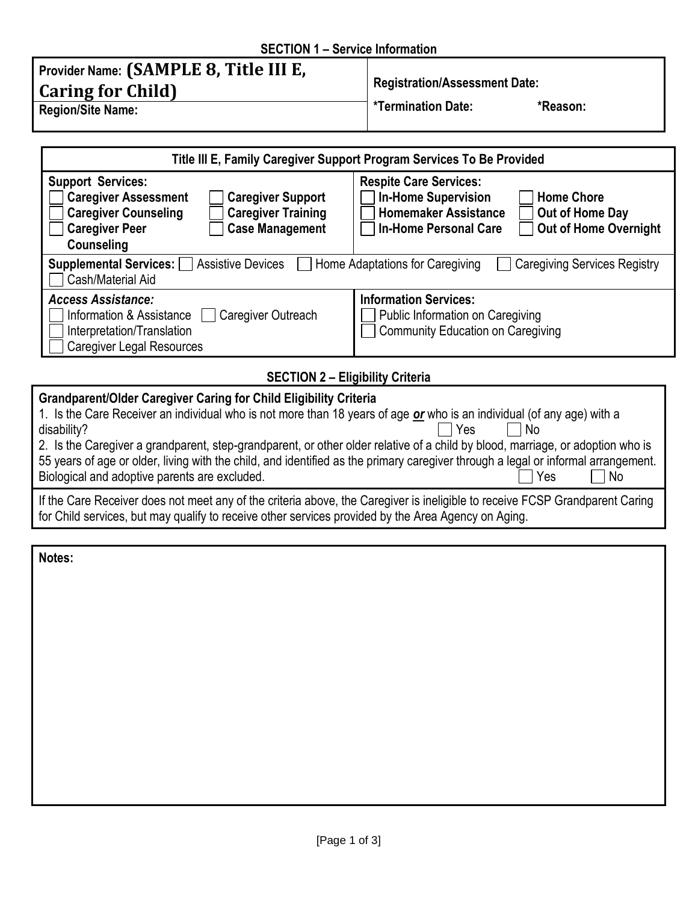## SECTION 1 – Service Information

| **Provider Name: (SAMPLE 8, Title III E, Caring for Child)** | **Registration/Assessment Date:** |
|---|---|
| **Region/Site Name:** | **\*Termination Date:** **\*Reason:** |

| **Title III E, Family Caregiver Support Program Services To Be Provided** | |
|---|---|
| **Support Services:**<br>☐ **Caregiver Assessment** ☐ **Caregiver Support**<br>☐ **Caregiver Counseling** ☐ **Caregiver Training**<br>☐ **Caregiver Peer Counseling** ☐ **Case Management** | **Respite Care Services:**<br>☐ **In-Home Supervision** ☐ **Home Chore**<br>☐ **Homemaker Assistance** ☐ **Out of Home Day**<br>☐ **In-Home Personal Care** ☐ **Out of Home Overnight** |
| **Supplemental Services:** ☐ Assistive Devices ☐ Home Adaptations for Caregiving ☐ Caregiving Services Registry ☐ Cash/Material Aid | |
| ***Access Assistance:***<br>☐ Information & Assistance ☐ Caregiver Outreach<br>☐ Interpretation/Translation<br>☐ Caregiver Legal Resources | **Information Services:**<br>☐ Public Information on Caregiving<br>☐ Community Education on Caregiving |

## SECTION 2 – Eligibility Criteria

**Grandparent/Older Caregiver Caring for Child Eligibility Criteria**

1. Is the Care Receiver an individual who is not more than 18 years of age ***or*** who is an individual (of any age) with a disability? ☐ Yes ☐ No

2. Is the Caregiver a grandparent, step-grandparent, or other older relative of a child by blood, marriage, or adoption who is 55 years of age or older, living with the child, and identified as the primary caregiver through a legal or informal arrangement. Biological and adoptive parents are excluded. ☐ Yes ☐ No

If the Care Receiver does not meet any of the criteria above, the Caregiver is ineligible to receive FCSP Grandparent Caring for Child services, but may qualify to receive other services provided by the Area Agency on Aging.

**Notes:**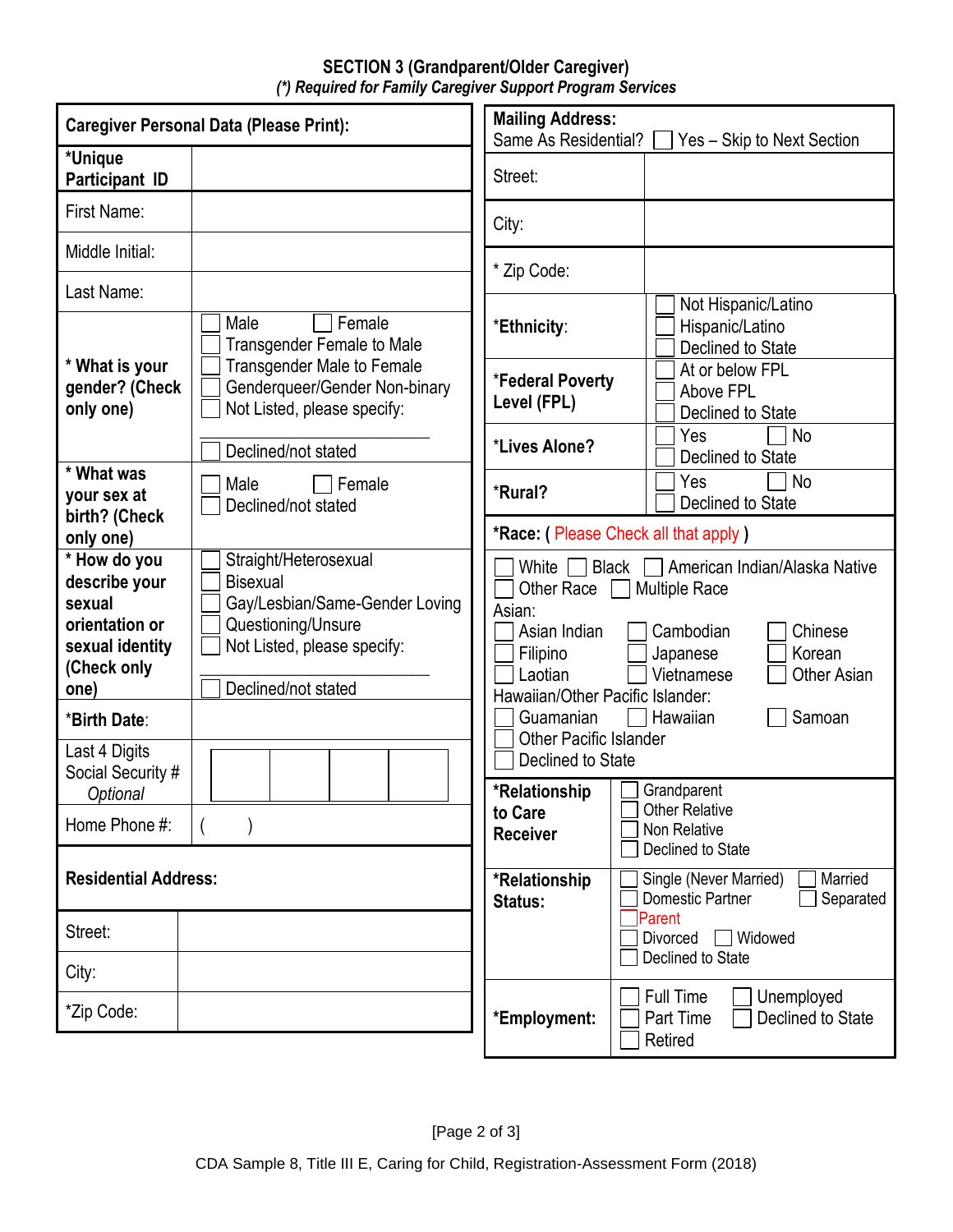## SECTION 3 (Grandparent/Older Caregiver)

*(\*) Required for Family Caregiver Support Program Services*

| **Caregiver Personal Data (Please Print):** | |
|---|---|
| ***Unique Participant ID** | |
| First Name: | |
| Middle Initial: | |
| Last Name: | |
| *** What is your gender? (Check only one)** | ☐ Male ☐ Female<br>☐ Transgender Female to Male<br>☐ Transgender Male to Female<br>☐ Genderqueer/Gender Non-binary<br>☐ Not Listed, please specify: ____________<br>☐ Declined/not stated |
| *** What was your sex at birth? (Check only one)** | ☐ Male ☐ Female<br>☐ Declined/not stated |
| *** How do you describe your sexual orientation or sexual identity (Check only one)** | ☐ Straight/Heterosexual<br>☐ Bisexual<br>☐ Gay/Lesbian/Same-Gender Loving<br>☐ Questioning/Unsure<br>☐ Not Listed, please specify: ____________<br>☐ Declined/not stated |
| ***Birth Date**: | |
| Last 4 Digits Social Security # *Optional* | ☐☐☐☐ |
| Home Phone #: | (      ) |

| **Residential Address:** | |
|---|---|
| Street: | |
| City: | |
| *Zip Code: | |

| **Mailing Address:** Same As Residential? ☐ Yes – Skip to Next Section | |
|---|---|
| Street: | |
| City: | |
| * Zip Code: | |
| ***Ethnicity**: | ☐ Not Hispanic/Latino<br>☐ Hispanic/Latino<br>☐ Declined to State |
| ***Federal Poverty Level (FPL)** | ☐ At or below FPL<br>☐ Above FPL<br>☐ Declined to State |
| ***Lives Alone?** | ☐ Yes ☐ No<br>☐ Declined to State |
| ***Rural?** | ☐ Yes ☐ No<br>☐ Declined to State |

***Race: (** Please Check all that apply **)**

☐ White ☐ Black ☐ American Indian/Alaska Native
☐ Other Race ☐ Multiple Race

Asian:
☐ Asian Indian ☐ Cambodian ☐ Chinese
☐ Filipino ☐ Japanese ☐ Korean
☐ Laotian ☐ Vietnamese ☐ Other Asian

Hawaiian/Other Pacific Islander:
☐ Guamanian ☐ Hawaiian ☐ Samoan
☐ Other Pacific Islander
☐ Declined to State

| | |
|---|---|
| ***Relationship to Care Receiver** | ☐ Grandparent<br>☐ Other Relative<br>☐ Non Relative<br>☐ Declined to State |
| ***Relationship Status:** | ☐ Single (Never Married) ☐ Married<br>☐ Domestic Partner ☐ Separated<br>☐ Parent<br>☐ Divorced ☐ Widowed<br>☐ Declined to State |
| ***Employment:** | ☐ Full Time ☐ Unemployed<br>☐ Part Time ☐ Declined to State<br>☐ Retired |

CDA Sample 8, Title III E, Caring for Child, Registration-Assessment Form (2018)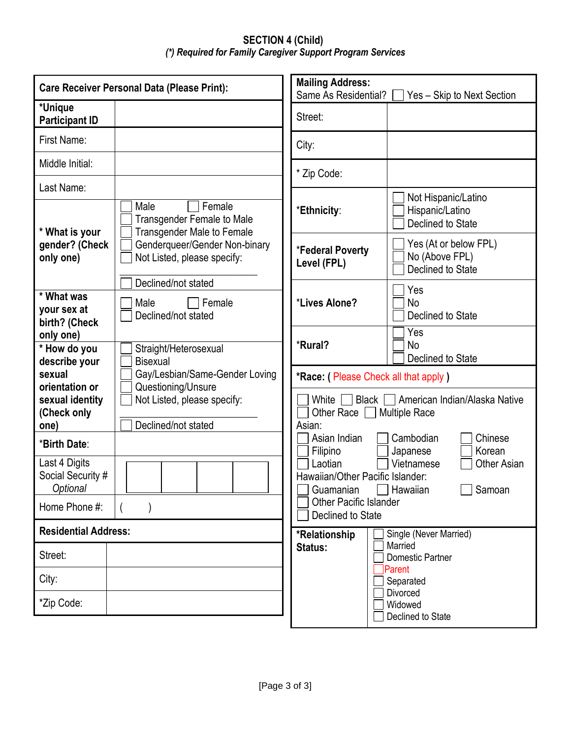## SECTION 4 (Child)

*(\*) Required for Family Caregiver Support Program Services*

| Care Receiver Personal Data (Please Print): | |
|---|---|
| **\*Unique Participant ID** | |
| First Name: | |
| Middle Initial: | |
| Last Name: | |
| **\* What is your gender? (Check only one)** | ☐ Male ☐ Female<br>☐ Transgender Female to Male<br>☐ Transgender Male to Female<br>☐ Genderqueer/Gender Non-binary<br>☐ Not Listed, please specify: ____________<br>☐ Declined/not stated |
| **\* What was your sex at birth? (Check only one)** | ☐ Male ☐ Female<br>☐ Declined/not stated |
| **\* How do you describe your sexual orientation or sexual identity (Check only one)** | ☐ Straight/Heterosexual<br>☐ Bisexual<br>☐ Gay/Lesbian/Same-Gender Loving<br>☐ Questioning/Unsure<br>☐ Not Listed, please specify: ____________<br>☐ Declined/not stated |
| **\*Birth Date**: | |
| Last 4 Digits Social Security # *Optional* | ☐☐☐☐ |
| Home Phone #: | (    ) |

| Residential Address: | |
|---|---|
| Street: | |
| City: | |
| \*Zip Code: | |

| Mailing Address:<br>Same As Residential? ☐ Yes – Skip to Next Section | |
|---|---|
| Street: | |
| City: | |
| \* Zip Code: | |
| **\*Ethnicity**: | ☐ Not Hispanic/Latino<br>☐ Hispanic/Latino<br>☐ Declined to State |
| **\*Federal Poverty Level (FPL)** | ☐ Yes (At or below FPL)<br>☐ No (Above FPL)<br>☐ Declined to State |
| **\*Lives Alone?** | ☐ Yes<br>☐ No<br>☐ Declined to State |
| **\*Rural?** | ☐ Yes<br>☐ No<br>☐ Declined to State |

**\*Race: ( Please Check all that apply )**

☐ White ☐ Black ☐ American Indian/Alaska Native
☐ Other Race ☐ Multiple Race

Asian:

☐ Asian Indian ☐ Cambodian ☐ Chinese
☐ Filipino ☐ Japanese ☐ Korean
☐ Laotian ☐ Vietnamese ☐ Other Asian

Hawaiian/Other Pacific Islander:

☐ Guamanian ☐ Hawaiian ☐ Samoan
☐ Other Pacific Islander
☐ Declined to State

| **\*Relationship Status:** | ☐ Single (Never Married)<br>☐ Married<br>☐ Domestic Partner<br>☐ Parent<br>☐ Separated<br>☐ Divorced<br>☐ Widowed<br>☐ Declined to State |
|---|---|